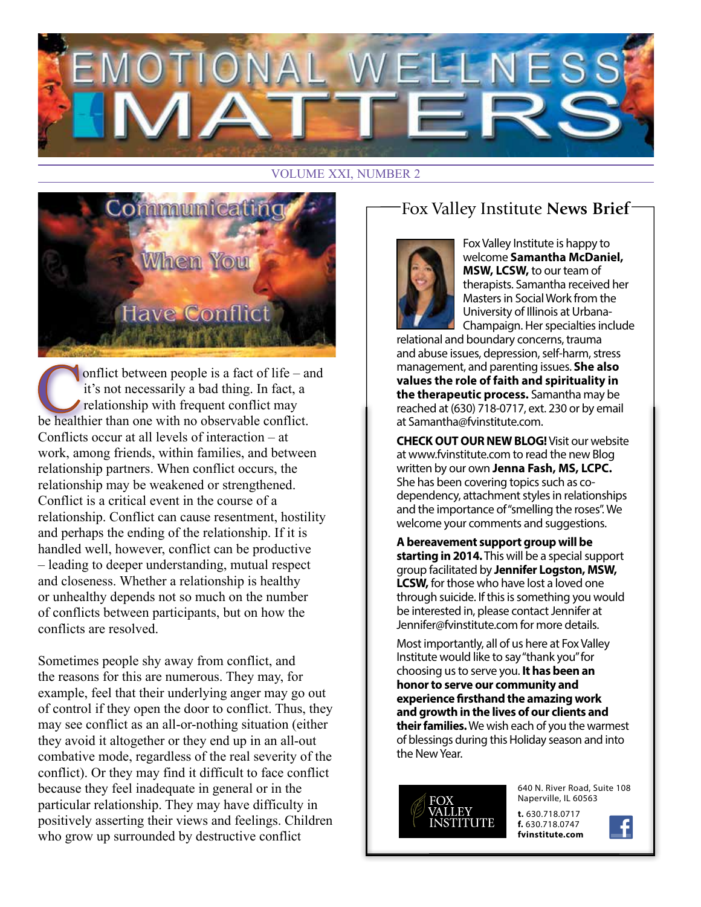# EMOTIONAL WELLNESS MATTERS

VOLUME XXI, NUMBER 2

## Communicating When You Have Conflict

Conflict between people is a fact of life – and it's not necessarily a bad thing. In fact, a relationship with frequent conflict may be healthier than one with no observable conflict. Conflicts occur at all levels of interaction – at work, among friends, within families, and between relationship partners. When conflict occurs, the relationship may be weakened or strengthened. Conflict is a critical event in the course of a relationship. Conflict can cause resentment, hostility and perhaps the ending of the relationship. If it is handled well, however, conflict can be productive – leading to deeper understanding, mutual respect and closeness. Whether a relationship is healthy or unhealthy depends not so much on the number of conflicts between participants, but on how the conflicts are resolved.

Sometimes people shy away from conflict, and the reasons for this are numerous. They may, for example, feel that their underlying anger may go out of control if they open the door to conflict. Thus, they may see conflict as an all-or-nothing situation (either they avoid it altogether or they end up in an all-out combative mode, regardless of the real severity of the conflict). Or they may find it difficult to face conflict because they feel inadequate in general or in the particular relationship. They may have difficulty in positively asserting their views and feelings. Children who grow up surrounded by destructive conflict

## Fox Valley Institute **News Brief**

Fox Valley Institute is happy to welcome **Samantha McDaniel, MSW, LCSW,** to our team of therapists. Samantha received her Masters in Social Work from the University of Illinois at Urbana-Champaign. Her specialties include relational and boundary concerns, trauma and abuse issues, depression, self-harm, stress management, and parenting issues. **She also values the role of faith and spirituality in the therapeutic process.** Samantha may be reached at (630) 718-0717, ext. 230 or by email at Samantha@fvinstitute.com.

**CHECK OUT OUR NEW BLOG!** Visit our website at www.fvinstitute.com to read the new Blog written by our own **Jenna Fash, MS, LCPC.** She has been covering topics such as co-dependency, attachment styles in relationships and the importance of "smelling the roses". We welcome your comments and suggestions.

**A bereavement support group will be starting in 2014.** This will be a special support group facilitated by **Jennifer Logston, MSW, LCSW,** for those who have lost a loved one through suicide. If this is something you would be interested in, please contact Jennifer at Jennifer@fvinstitute.com for more details.

Most importantly, all of us here at Fox Valley Institute would like to say "thank you" for choosing us to serve you. **It has been an honor to serve our community and experience firsthand the amazing work and growth in the lives of our clients and their families.** We wish each of you the warmest of blessings during this Holiday season and into the New Year.

FOX VALLEY INSTITUTE

640 N. River Road, Suite 108
Naperville, IL 60563

**t.** 630.718.0717
**f.** 630.718.0747
**fvinstitute.com**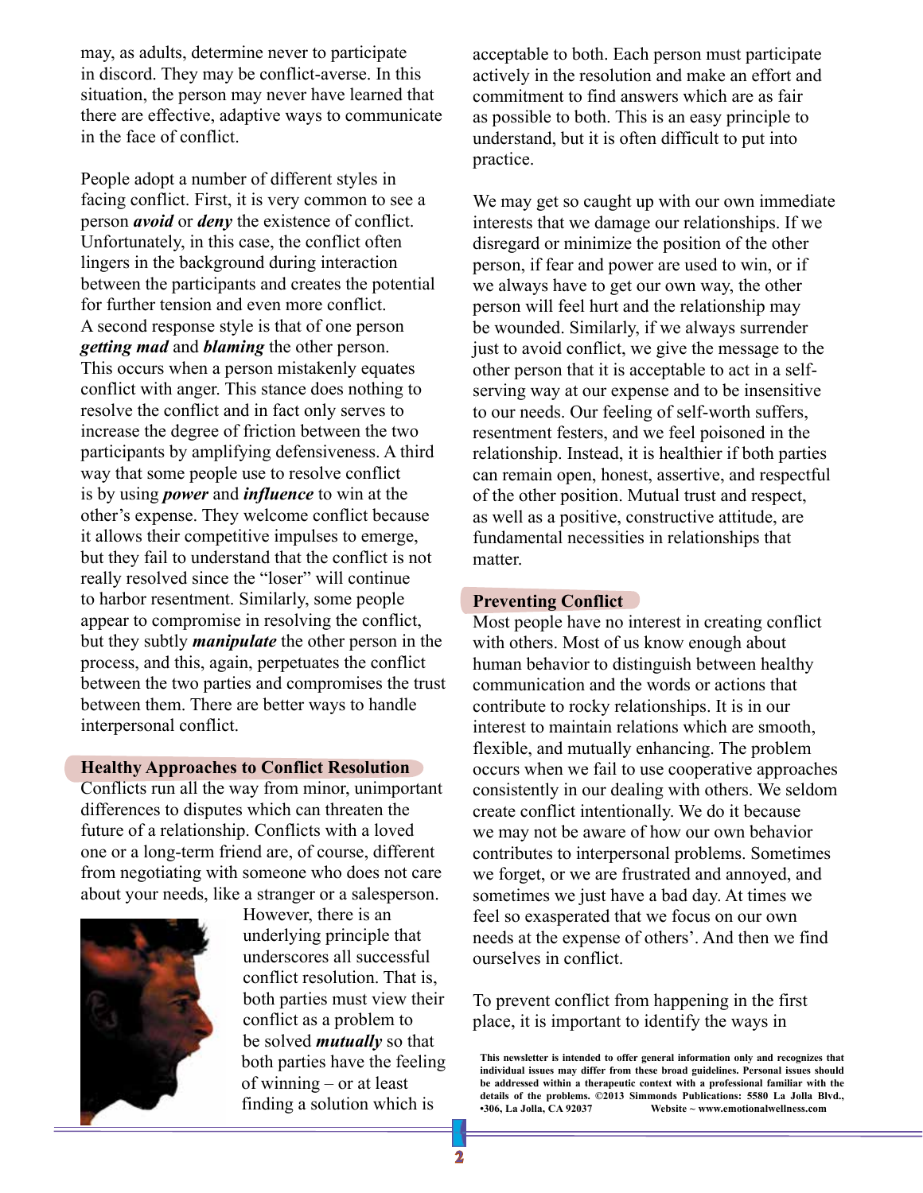may, as adults, determine never to participate in discord. They may be conflict-averse. In this situation, the person may never have learned that there are effective, adaptive ways to communicate in the face of conflict.

People adopt a number of different styles in facing conflict. First, it is very common to see a person ***avoid*** or ***deny*** the existence of conflict. Unfortunately, in this case, the conflict often lingers in the background during interaction between the participants and creates the potential for further tension and even more conflict. A second response style is that of one person ***getting mad*** and ***blaming*** the other person. This occurs when a person mistakenly equates conflict with anger. This stance does nothing to resolve the conflict and in fact only serves to increase the degree of friction between the two participants by amplifying defensiveness. A third way that some people use to resolve conflict is by using ***power*** and ***influence*** to win at the other's expense. They welcome conflict because it allows their competitive impulses to emerge, but they fail to understand that the conflict is not really resolved since the "loser" will continue to harbor resentment. Similarly, some people appear to compromise in resolving the conflict, but they subtly ***manipulate*** the other person in the process, and this, again, perpetuates the conflict between the two parties and compromises the trust between them. There are better ways to handle interpersonal conflict.

## Healthy Approaches to Conflict Resolution

Conflicts run all the way from minor, unimportant differences to disputes which can threaten the future of a relationship. Conflicts with a loved one or a long-term friend are, of course, different from negotiating with someone who does not care about your needs, like a stranger or a salesperson. However, there is an underlying principle that underscores all successful conflict resolution. That is, both parties must view their conflict as a problem to be solved ***mutually*** so that both parties have the feeling of winning – or at least finding a solution which is acceptable to both. Each person must participate actively in the resolution and make an effort and commitment to find answers which are as fair as possible to both. This is an easy principle to understand, but it is often difficult to put into practice.

We may get so caught up with our own immediate interests that we damage our relationships. If we disregard or minimize the position of the other person, if fear and power are used to win, or if we always have to get our own way, the other person will feel hurt and the relationship may be wounded. Similarly, if we always surrender just to avoid conflict, we give the message to the other person that it is acceptable to act in a self-serving way at our expense and to be insensitive to our needs. Our feeling of self-worth suffers, resentment festers, and we feel poisoned in the relationship. Instead, it is healthier if both parties can remain open, honest, assertive, and respectful of the other position. Mutual trust and respect, as well as a positive, constructive attitude, are fundamental necessities in relationships that matter.

## Preventing Conflict

Most people have no interest in creating conflict with others. Most of us know enough about human behavior to distinguish between healthy communication and the words or actions that contribute to rocky relationships. It is in our interest to maintain relations which are smooth, flexible, and mutually enhancing. The problem occurs when we fail to use cooperative approaches consistently in our dealing with others. We seldom create conflict intentionally. We do it because we may not be aware of how our own behavior contributes to interpersonal problems. Sometimes we forget, or we are frustrated and annoyed, and sometimes we just have a bad day. At times we feel so exasperated that we focus on our own needs at the expense of others'. And then we find ourselves in conflict.

To prevent conflict from happening in the first place, it is important to identify the ways in

**This newsletter is intended to offer general information only and recognizes that individual issues may differ from these broad guidelines. Personal issues should be addressed within a therapeutic context with a professional familiar with the details of the problems. ©2013 Simmonds Publications: 5580 La Jolla Blvd., •306, La Jolla, CA 92037 Website ~ www.emotionalwellness.com**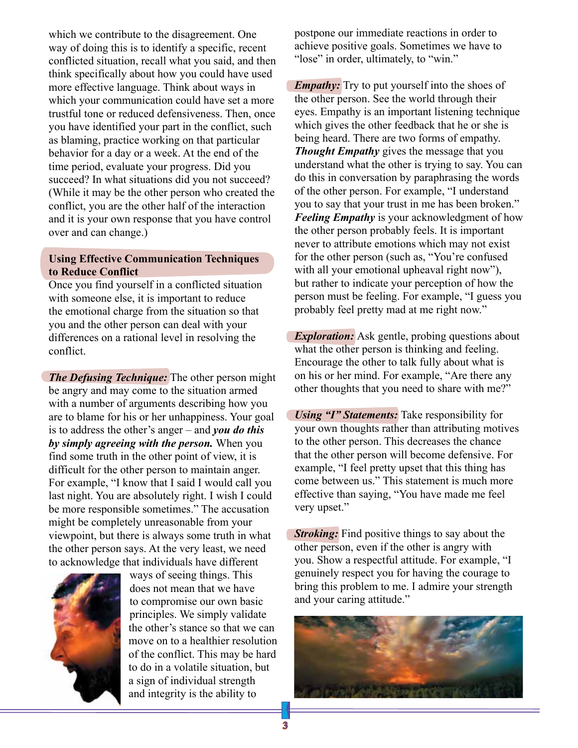which we contribute to the disagreement. One way of doing this is to identify a specific, recent conflicted situation, recall what you said, and then think specifically about how you could have used more effective language. Think about ways in which your communication could have set a more trustful tone or reduced defensiveness. Then, once you have identified your part in the conflict, such as blaming, practice working on that particular behavior for a day or a week. At the end of the time period, evaluate your progress. Did you succeed? In what situations did you not succeed? (While it may be the other person who created the conflict, you are the other half of the interaction and it is your own response that you have control over and can change.)

### Using Effective Communication Techniques to Reduce Conflict

Once you find yourself in a conflicted situation with someone else, it is important to reduce the emotional charge from the situation so that you and the other person can deal with your differences on a rational level in resolving the conflict.

***The Defusing Technique:*** The other person might be angry and may come to the situation armed with a number of arguments describing how you are to blame for his or her unhappiness. Your goal is to address the other's anger – and ***you do this by simply agreeing with the person.*** When you find some truth in the other point of view, it is difficult for the other person to maintain anger. For example, "I know that I said I would call you last night. You are absolutely right. I wish I could be more responsible sometimes." The accusation might be completely unreasonable from your viewpoint, but there is always some truth in what the other person says. At the very least, we need to acknowledge that individuals have different ways of seeing things. This does not mean that we have to compromise our own basic principles. We simply validate the other's stance so that we can move on to a healthier resolution of the conflict. This may be hard to do in a volatile situation, but a sign of individual strength and integrity is the ability to postpone our immediate reactions in order to achieve positive goals. Sometimes we have to "lose" in order, ultimately, to "win."

***Empathy:*** Try to put yourself into the shoes of the other person. See the world through their eyes. Empathy is an important listening technique which gives the other feedback that he or she is being heard. There are two forms of empathy. ***Thought Empathy*** gives the message that you understand what the other is trying to say. You can do this in conversation by paraphrasing the words of the other person. For example, "I understand you to say that your trust in me has been broken." ***Feeling Empathy*** is your acknowledgment of how the other person probably feels. It is important never to attribute emotions which may not exist for the other person (such as, "You're confused with all your emotional upheaval right now"), but rather to indicate your perception of how the person must be feeling. For example, "I guess you probably feel pretty mad at me right now."

***Exploration:*** Ask gentle, probing questions about what the other person is thinking and feeling. Encourage the other to talk fully about what is on his or her mind. For example, "Are there any other thoughts that you need to share with me?"

***Using "I" Statements:*** Take responsibility for your own thoughts rather than attributing motives to the other person. This decreases the chance that the other person will become defensive. For example, "I feel pretty upset that this thing has come between us." This statement is much more effective than saying, "You have made me feel very upset."

***Stroking:*** Find positive things to say about the other person, even if the other is angry with you. Show a respectful attitude. For example, "I genuinely respect you for having the courage to bring this problem to me. I admire your strength and your caring attitude."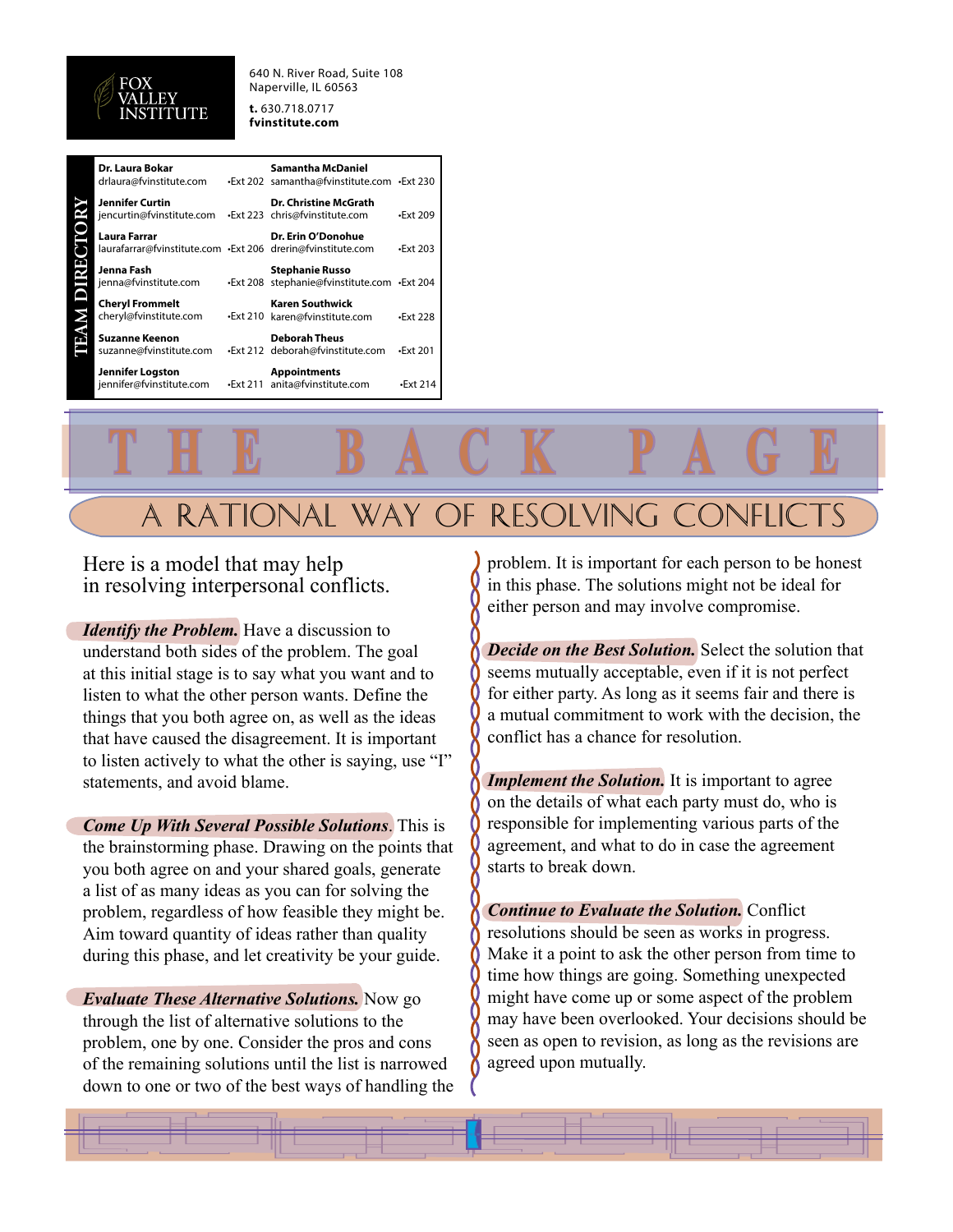FOX VALLEY INSTITUTE

640 N. River Road, Suite 108
Naperville, IL 60563

**t.** 630.718.0717
**fvinstitute.com**

## TEAM DIRECTORY

| | | | |
|---|---|---|---|
| **Dr. Laura Bokar** drlaura@fvinstitute.com | •Ext 202 | **Samantha McDaniel** samantha@fvinstitute.com | •Ext 230 |
| **Jennifer Curtin** jencurtin@fvinstitute.com | •Ext 223 | **Dr. Christine McGrath** chris@fvinstitute.com | •Ext 209 |
| **Laura Farrar** laurafarrar@fvinstitute.com | •Ext 206 | **Dr. Erin O'Donohue** drerin@fvinstitute.com | •Ext 203 |
| **Jenna Fash** jenna@fvinstitute.com | •Ext 208 | **Stephanie Russo** stephanie@fvinstitute.com | •Ext 204 |
| **Cheryl Frommelt** cheryl@fvinstitute.com | •Ext 210 | **Karen Southwick** karen@fvinstitute.com | •Ext 228 |
| **Suzanne Keenon** suzanne@fvinstitute.com | •Ext 212 | **Deborah Theus** deborah@fvinstitute.com | •Ext 201 |
| **Jennifer Logston** jennifer@fvinstitute.com | •Ext 211 | **Appointments** anita@fvinstitute.com | •Ext 214 |

# THE BACK PAGE

## A RATIONAL WAY OF RESOLVING CONFLICTS

Here is a model that may help in resolving interpersonal conflicts.

***Identify the Problem.*** Have a discussion to understand both sides of the problem. The goal at this initial stage is to say what you want and to listen to what the other person wants. Define the things that you both agree on, as well as the ideas that have caused the disagreement. It is important to listen actively to what the other is saying, use "I" statements, and avoid blame.

***Come Up With Several Possible Solutions***. This is the brainstorming phase. Drawing on the points that you both agree on and your shared goals, generate a list of as many ideas as you can for solving the problem, regardless of how feasible they might be. Aim toward quantity of ideas rather than quality during this phase, and let creativity be your guide.

***Evaluate These Alternative Solutions.*** Now go through the list of alternative solutions to the problem, one by one. Consider the pros and cons of the remaining solutions until the list is narrowed down to one or two of the best ways of handling the problem. It is important for each person to be honest in this phase. The solutions might not be ideal for either person and may involve compromise.

***Decide on the Best Solution.*** Select the solution that seems mutually acceptable, even if it is not perfect for either party. As long as it seems fair and there is a mutual commitment to work with the decision, the conflict has a chance for resolution.

***Implement the Solution.*** It is important to agree on the details of what each party must do, who is responsible for implementing various parts of the agreement, and what to do in case the agreement starts to break down.

***Continue to Evaluate the Solution.*** Conflict resolutions should be seen as works in progress. Make it a point to ask the other person from time to time how things are going. Something unexpected might have come up or some aspect of the problem may have been overlooked. Your decisions should be seen as open to revision, as long as the revisions are agreed upon mutually.